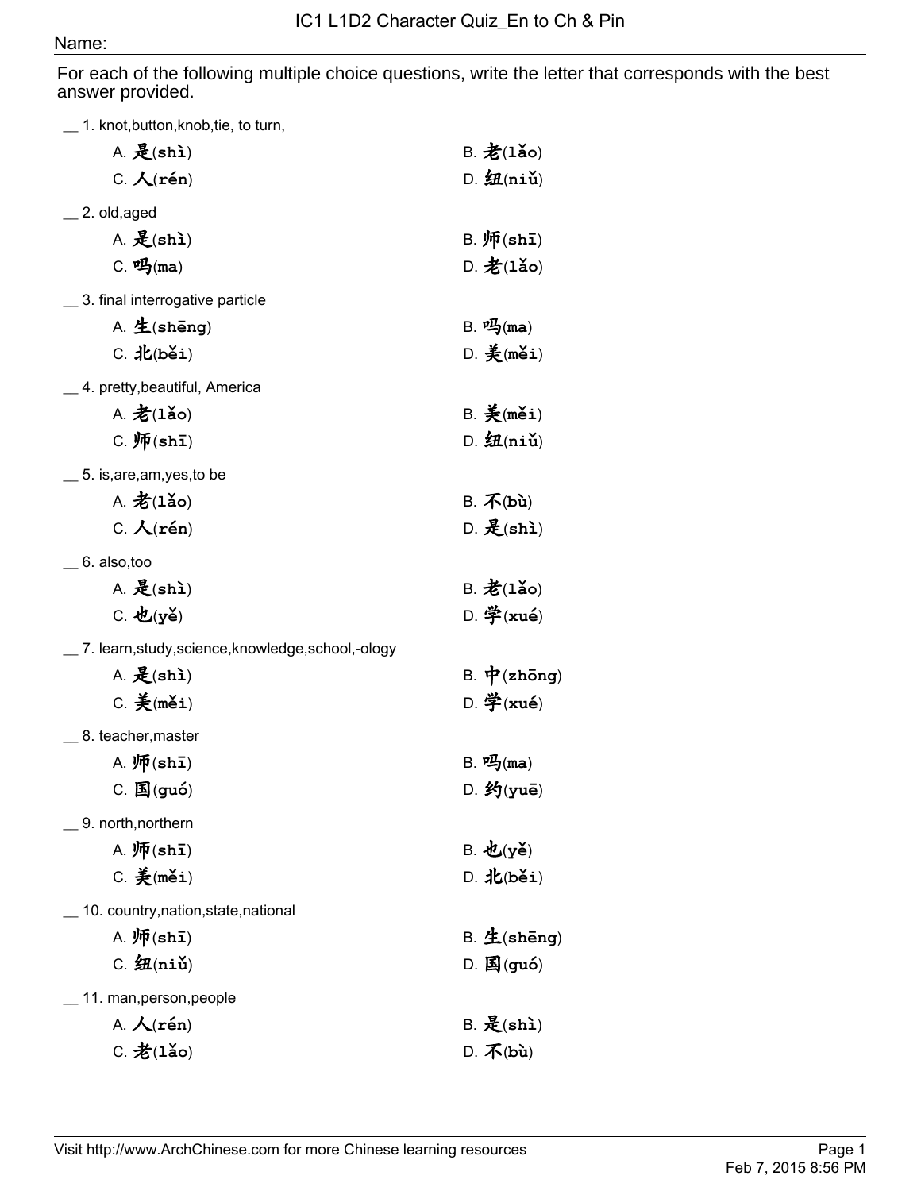# IC1 L1D2 Character Quiz_En to Ch & Pin

Name:

For each of the following multiple choice questions, write the letter that corresponds with the best answer provided.

__ 1. knot,button,knob,tie, to turn,

A. 是(shì)  B. 老(lǎo)
C. 人(rén)  D. 纽(niǔ)

__ 2. old,aged

A. 是(shì)  B. 师(shī)
C. 吗(ma)  D. 老(lǎo)

__ 3. final interrogative particle

A. 生(shēng)  B. 吗(ma)
C. 北(běi)  D. 美(měi)

__ 4. pretty,beautiful, America

A. 老(lǎo)  B. 美(měi)
C. 师(shī)  D. 纽(niǔ)

__ 5. is,are,am,yes,to be

A. 老(lǎo)  B. 不(bù)
C. 人(rén)  D. 是(shì)

__ 6. also,too

A. 是(shì)  B. 老(lǎo)
C. 也(yě)  D. 学(xué)

__ 7. learn,study,science,knowledge,school,-ology

A. 是(shì)  B. 中(zhōng)
C. 美(měi)  D. 学(xué)

__ 8. teacher,master

A. 师(shī)  B. 吗(ma)
C. 国(guó)  D. 约(yuē)

__ 9. north,northern

A. 师(shī)  B. 也(yě)
C. 美(měi)  D. 北(běi)

__ 10. country,nation,state,national

A. 师(shī)  B. 生(shēng)
C. 纽(niǔ)  D. 国(guó)

__ 11. man,person,people

A. 人(rén)  B. 是(shì)
C. 老(lǎo)  D. 不(bù)

Visit http://www.ArchChinese.com for more Chinese learning resources

Feb 7, 2015 8:56 PM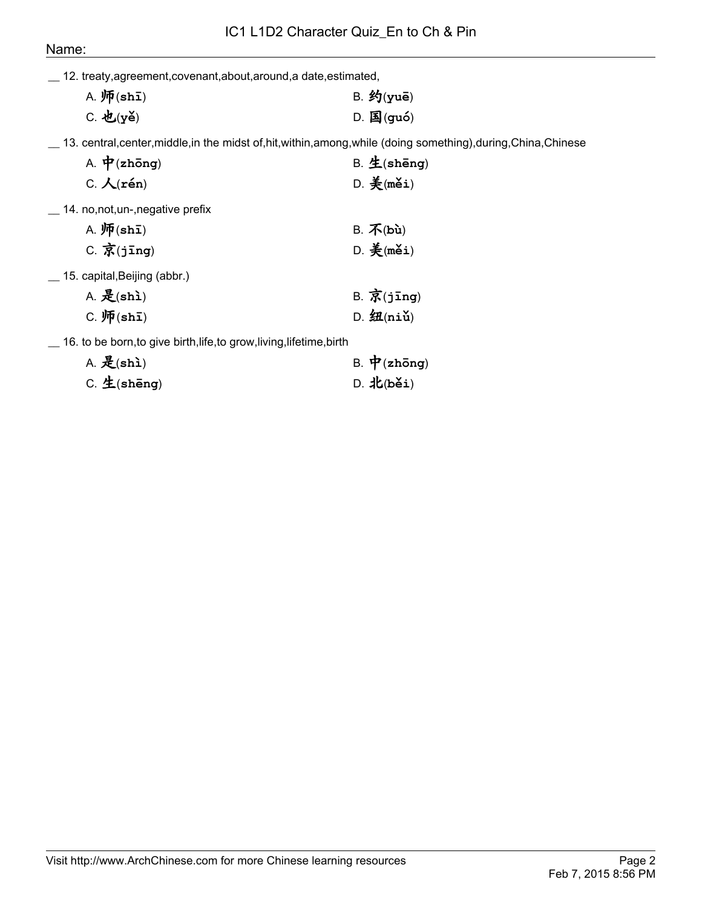IC1 L1D2 Character Quiz_En to Ch & Pin

Name:

__ 12. treaty,agreement,covenant,about,around,a date,estimated,

A. 师(shī)　　B. 约(yuē)
C. 也(yě)　　D. 国(guó)

__ 13. central,center,middle,in the midst of,hit,within,among,while (doing something),during,China,Chinese

A. 中(zhōng)　　B. 生(shēng)
C. 人(rén)　　D. 美(měi)

__ 14. no,not,un-,negative prefix

A. 师(shī)　　B. 不(bù)
C. 京(jīng)　　D. 美(měi)

__ 15. capital,Beijing (abbr.)

A. 是(shì)　　B. 京(jīng)
C. 师(shī)　　D. 纽(niǔ)

__ 16. to be born,to give birth,life,to grow,living,lifetime,birth

A. 是(shì)　　B. 中(zhōng)
C. 生(shēng)　　D. 北(běi)

Visit http://www.ArchChinese.com for more Chinese learning resources

Feb 7, 2015 8:56 PM